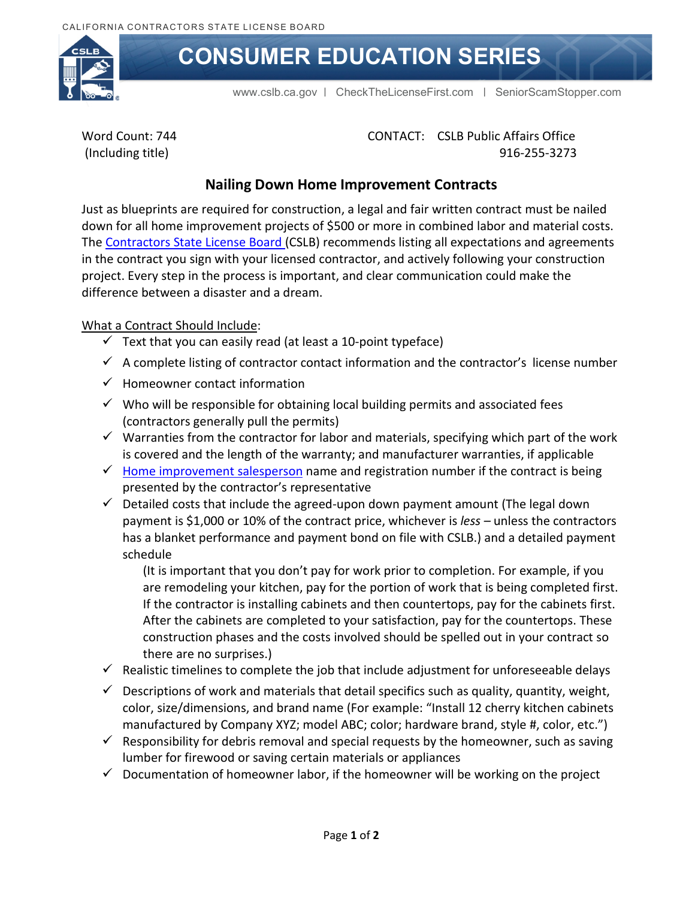CALIFORNIA CONTRACTORS STATE LICENSE BOARD

# CONSUMER EDUCATION SERIES

www.cslb.ca.gov | CheckTheLicenseFirst.com | SeniorScamStopper.com

Word Count: 744
(Including title)

CONTACT: CSLB Public Affairs Office
916-255-3273

## Nailing Down Home Improvement Contracts

Just as blueprints are required for construction, a legal and fair written contract must be nailed down for all home improvement projects of $500 or more in combined labor and material costs. The Contractors State License Board (CSLB) recommends listing all expectations and agreements in the contract you sign with your licensed contractor, and actively following your construction project. Every step in the process is important, and clear communication could make the difference between a disaster and a dream.

What a Contract Should Include:

- ✓ Text that you can easily read (at least a 10-point typeface)
- ✓ A complete listing of contractor contact information and the contractor's license number
- ✓ Homeowner contact information
- ✓ Who will be responsible for obtaining local building permits and associated fees (contractors generally pull the permits)
- ✓ Warranties from the contractor for labor and materials, specifying which part of the work is covered and the length of the warranty; and manufacturer warranties, if applicable
- ✓ Home improvement salesperson name and registration number if the contract is being presented by the contractor's representative
- ✓ Detailed costs that include the agreed-upon down payment amount (The legal down payment is $1,000 or 10% of the contract price, whichever is *less* – unless the contractors has a blanket performance and payment bond on file with CSLB.) and a detailed payment schedule

  (It is important that you don't pay for work prior to completion. For example, if you are remodeling your kitchen, pay for the portion of work that is being completed first. If the contractor is installing cabinets and then countertops, pay for the cabinets first. After the cabinets are completed to your satisfaction, pay for the countertops. These construction phases and the costs involved should be spelled out in your contract so there are no surprises.)
- ✓ Realistic timelines to complete the job that include adjustment for unforeseeable delays
- ✓ Descriptions of work and materials that detail specifics such as quality, quantity, weight, color, size/dimensions, and brand name (For example: "Install 12 cherry kitchen cabinets manufactured by Company XYZ; model ABC; color; hardware brand, style #, color, etc.")
- ✓ Responsibility for debris removal and special requests by the homeowner, such as saving lumber for firewood or saving certain materials or appliances
- ✓ Documentation of homeowner labor, if the homeowner will be working on the project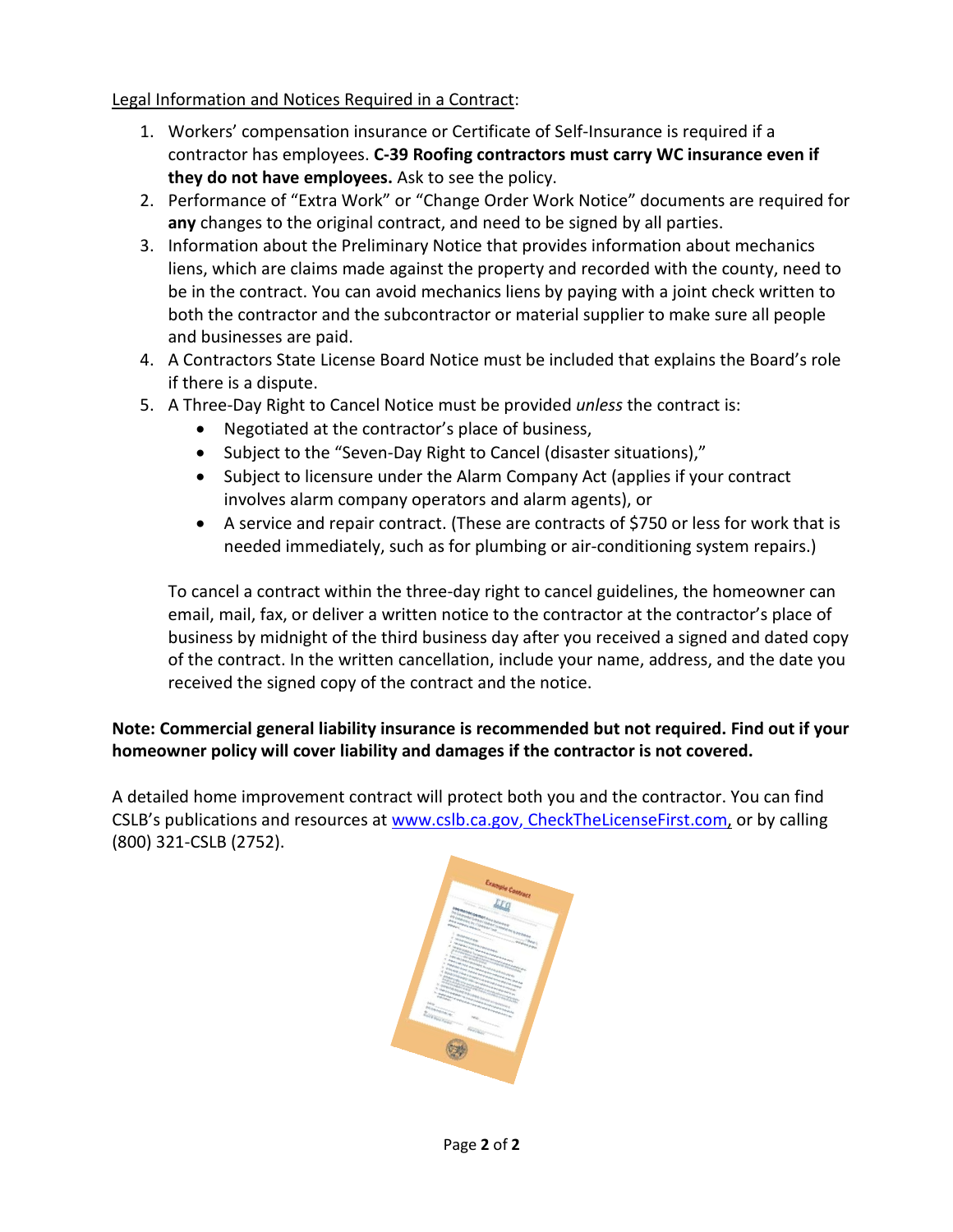<u>Legal Information and Notices Required in a Contract</u>:

1. Workers' compensation insurance or Certificate of Self-Insurance is required if a contractor has employees. **C-39 Roofing contractors must carry WC insurance even if they do not have employees.** Ask to see the policy.
2. Performance of "Extra Work" or "Change Order Work Notice" documents are required for **any** changes to the original contract, and need to be signed by all parties.
3. Information about the Preliminary Notice that provides information about mechanics liens, which are claims made against the property and recorded with the county, need to be in the contract. You can avoid mechanics liens by paying with a joint check written to both the contractor and the subcontractor or material supplier to make sure all people and businesses are paid.
4. A Contractors State License Board Notice must be included that explains the Board's role if there is a dispute.
5. A Three-Day Right to Cancel Notice must be provided *unless* the contract is:
    - Negotiated at the contractor's place of business,
    - Subject to the "Seven-Day Right to Cancel (disaster situations),"
    - Subject to licensure under the Alarm Company Act (applies if your contract involves alarm company operators and alarm agents), or
    - A service and repair contract. (These are contracts of $750 or less for work that is needed immediately, such as for plumbing or air-conditioning system repairs.)

    To cancel a contract within the three-day right to cancel guidelines, the homeowner can email, mail, fax, or deliver a written notice to the contractor at the contractor's place of business by midnight of the third business day after you received a signed and dated copy of the contract. In the written cancellation, include your name, address, and the date you received the signed copy of the contract and the notice.

**Note: Commercial general liability insurance is recommended but not required. Find out if your homeowner policy will cover liability and damages if the contractor is not covered.**

A detailed home improvement contract will protect both you and the contractor. You can find CSLB's publications and resources at www.cslb.ca.gov, CheckTheLicenseFirst.com, or by calling (800) 321-CSLB (2752).